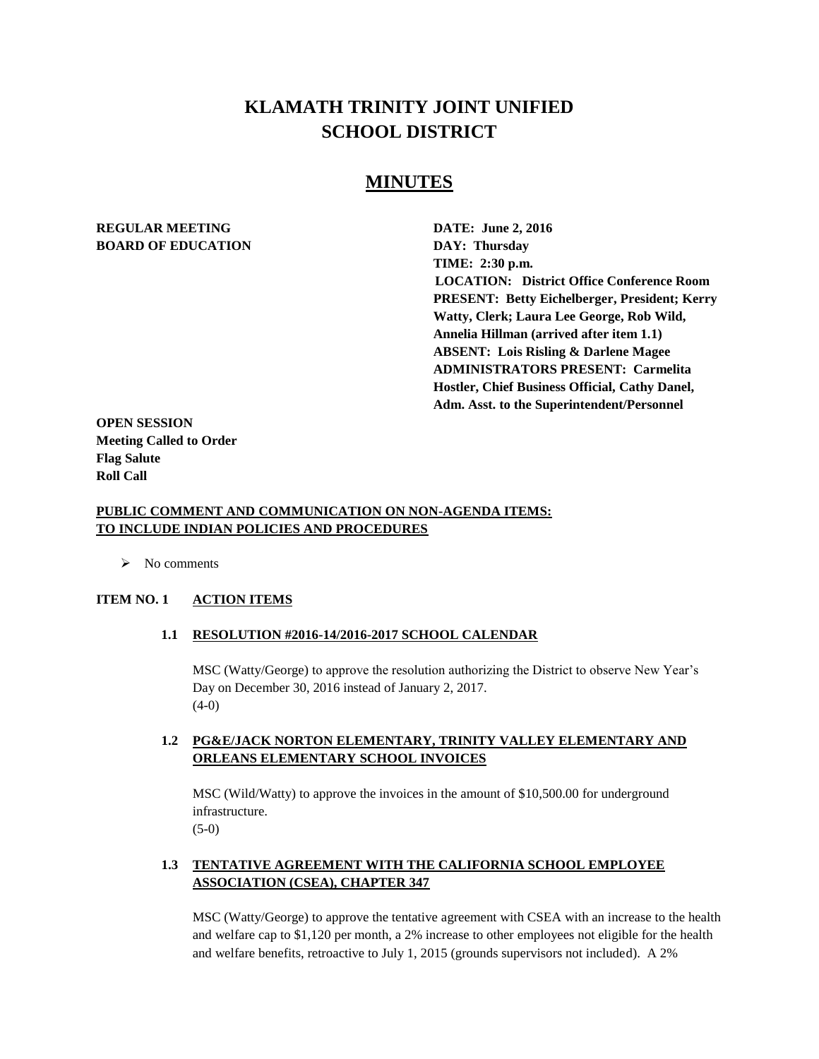# KLAMATH TRINITY JOINT UNIFIED SCHOOL DISTRICT

## MINUTES

**REGULAR MEETING**
**BOARD OF EDUCATION**

**DATE: June 2, 2016**
**DAY: Thursday**
**TIME: 2:30 p.m.**
**LOCATION: District Office Conference Room**
**PRESENT: Betty Eichelberger, President; Kerry Watty, Clerk; Laura Lee George, Rob Wild, Annelia Hillman (arrived after item 1.1)**
**ABSENT: Lois Risling & Darlene Magee**
**ADMINISTRATORS PRESENT: Carmelita Hostler, Chief Business Official, Cathy Danel, Adm. Asst. to the Superintendent/Personnel**

**OPEN SESSION**
**Meeting Called to Order**
**Flag Salute**
**Roll Call**

**PUBLIC COMMENT AND COMMUNICATION ON NON-AGENDA ITEMS: TO INCLUDE INDIAN POLICIES AND PROCEDURES**

- No comments

**ITEM NO. 1 ACTION ITEMS**

**1.1 RESOLUTION #2016-14/2016-2017 SCHOOL CALENDAR**

MSC (Watty/George) to approve the resolution authorizing the District to observe New Year's Day on December 30, 2016 instead of January 2, 2017.
(4-0)

**1.2 PG&E/JACK NORTON ELEMENTARY, TRINITY VALLEY ELEMENTARY AND ORLEANS ELEMENTARY SCHOOL INVOICES**

MSC (Wild/Watty) to approve the invoices in the amount of $10,500.00 for underground infrastructure.
(5-0)

**1.3 TENTATIVE AGREEMENT WITH THE CALIFORNIA SCHOOL EMPLOYEE ASSOCIATION (CSEA), CHAPTER 347**

MSC (Watty/George) to approve the tentative agreement with CSEA with an increase to the health and welfare cap to $1,120 per month, a 2% increase to other employees not eligible for the health and welfare benefits, retroactive to July 1, 2015 (grounds supervisors not included). A 2%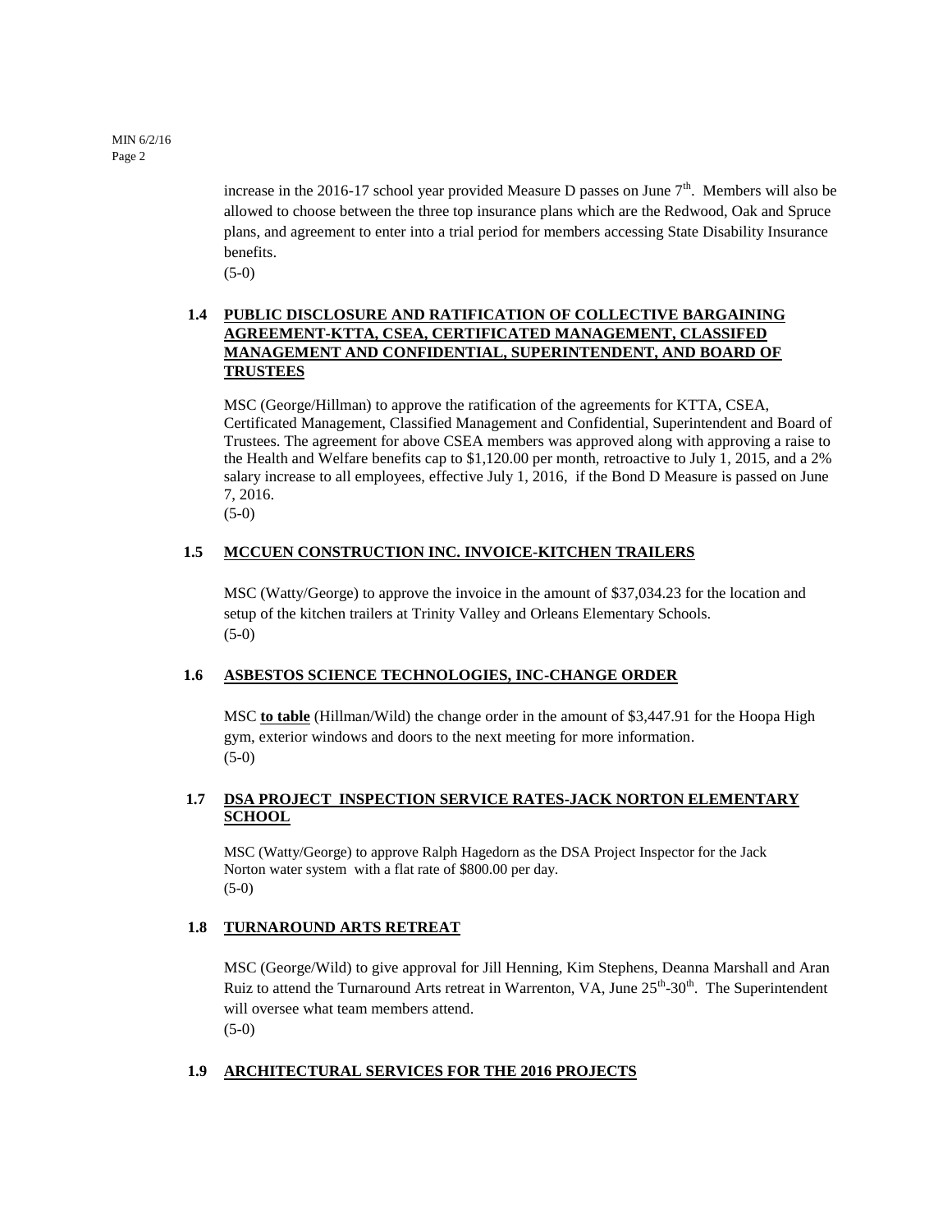increase in the 2016-17 school year provided Measure D passes on June 7th. Members will also be allowed to choose between the three top insurance plans which are the Redwood, Oak and Spruce plans, and agreement to enter into a trial period for members accessing State Disability Insurance benefits.
(5-0)

### 1.4 PUBLIC DISCLOSURE AND RATIFICATION OF COLLECTIVE BARGAINING AGREEMENT-KTTA, CSEA, CERTIFICATED MANAGEMENT, CLASSIFED MANAGEMENT AND CONFIDENTIAL, SUPERINTENDENT, AND BOARD OF TRUSTEES

MSC (George/Hillman) to approve the ratification of the agreements for KTTA, CSEA, Certificated Management, Classified Management and Confidential, Superintendent and Board of Trustees. The agreement for above CSEA members was approved along with approving a raise to the Health and Welfare benefits cap to $1,120.00 per month, retroactive to July 1, 2015, and a 2% salary increase to all employees, effective July 1, 2016, if the Bond D Measure is passed on June 7, 2016.
(5-0)

### 1.5 MCCUEN CONSTRUCTION INC. INVOICE-KITCHEN TRAILERS

MSC (Watty/George) to approve the invoice in the amount of $37,034.23 for the location and setup of the kitchen trailers at Trinity Valley and Orleans Elementary Schools.
(5-0)

### 1.6 ASBESTOS SCIENCE TECHNOLOGIES, INC-CHANGE ORDER

MSC **to table** (Hillman/Wild) the change order in the amount of $3,447.91 for the Hoopa High gym, exterior windows and doors to the next meeting for more information.
(5-0)

### 1.7 DSA PROJECT INSPECTION SERVICE RATES-JACK NORTON ELEMENTARY SCHOOL

MSC (Watty/George) to approve Ralph Hagedorn as the DSA Project Inspector for the Jack Norton water system with a flat rate of $800.00 per day.
(5-0)

### 1.8 TURNAROUND ARTS RETREAT

MSC (George/Wild) to give approval for Jill Henning, Kim Stephens, Deanna Marshall and Aran Ruiz to attend the Turnaround Arts retreat in Warrenton, VA, June 25th-30th. The Superintendent will oversee what team members attend.
(5-0)

### 1.9 ARCHITECTURAL SERVICES FOR THE 2016 PROJECTS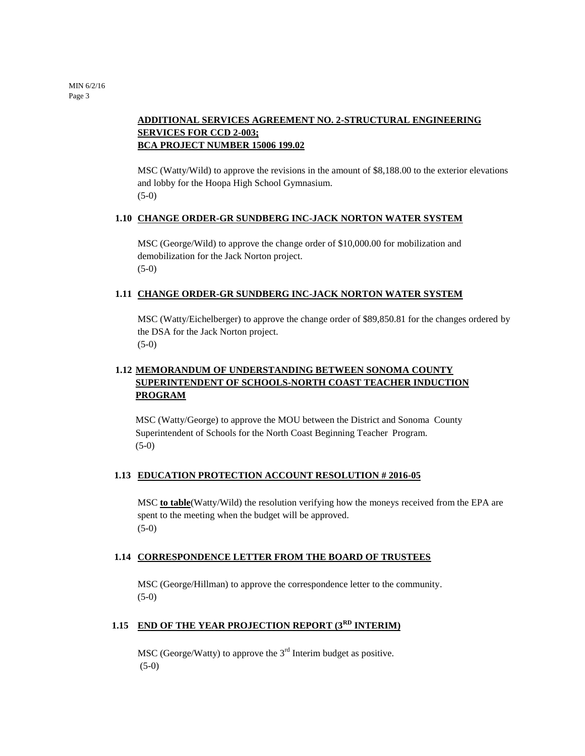**ADDITIONAL SERVICES AGREEMENT NO. 2-STRUCTURAL ENGINEERING SERVICES FOR CCD 2-003;**
**BCA PROJECT NUMBER 15006 199.02**

MSC (Watty/Wild) to approve the revisions in the amount of $8,188.00 to the exterior elevations and lobby for the Hoopa High School Gymnasium.
(5-0)

**1.10 CHANGE ORDER-GR SUNDBERG INC-JACK NORTON WATER SYSTEM**

MSC (George/Wild) to approve the change order of $10,000.00 for mobilization and demobilization for the Jack Norton project.
(5-0)

**1.11 CHANGE ORDER-GR SUNDBERG INC-JACK NORTON WATER SYSTEM**

MSC (Watty/Eichelberger) to approve the change order of $89,850.81 for the changes ordered by the DSA for the Jack Norton project.
(5-0)

**1.12 MEMORANDUM OF UNDERSTANDING BETWEEN SONOMA COUNTY SUPERINTENDENT OF SCHOOLS-NORTH COAST TEACHER INDUCTION PROGRAM**

MSC (Watty/George) to approve the MOU between the District and Sonoma County Superintendent of Schools for the North Coast Beginning Teacher Program.
(5-0)

**1.13 EDUCATION PROTECTION ACCOUNT RESOLUTION # 2016-05**

MSC **to table**(Watty/Wild) the resolution verifying how the moneys received from the EPA are spent to the meeting when the budget will be approved.
(5-0)

**1.14 CORRESPONDENCE LETTER FROM THE BOARD OF TRUSTEES**

MSC (George/Hillman) to approve the correspondence letter to the community.
(5-0)

**1.15 END OF THE YEAR PROJECTION REPORT (3RD INTERIM)**

MSC (George/Watty) to approve the 3rd Interim budget as positive.
(5-0)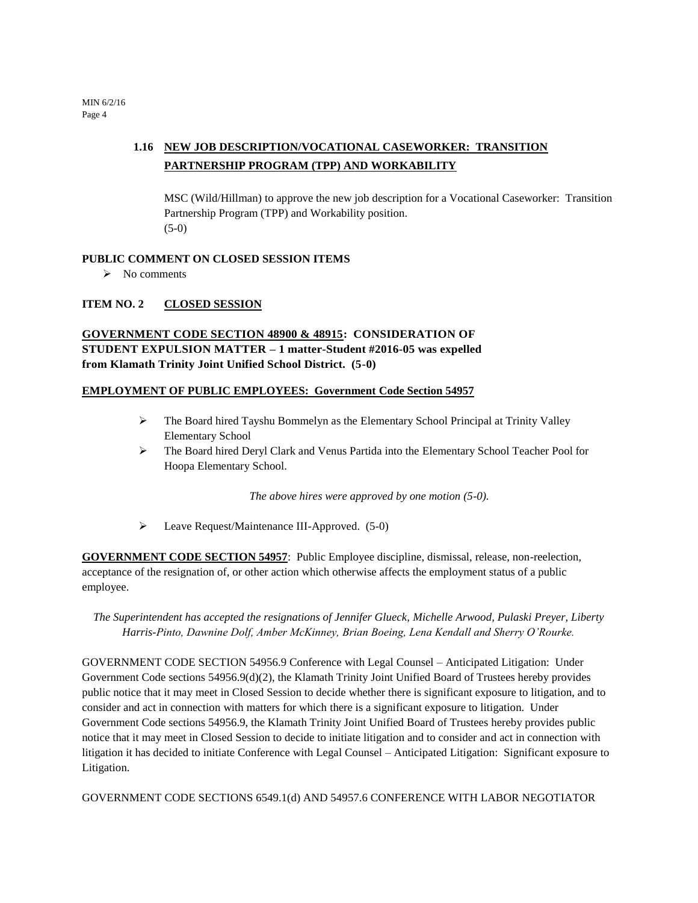**1.16 NEW JOB DESCRIPTION/VOCATIONAL CASEWORKER: TRANSITION PARTNERSHIP PROGRAM (TPP) AND WORKABILITY**

MSC (Wild/Hillman) to approve the new job description for a Vocational Caseworker: Transition Partnership Program (TPP) and Workability position.
(5-0)

**PUBLIC COMMENT ON CLOSED SESSION ITEMS**

- No comments

**ITEM NO. 2 CLOSED SESSION**

**GOVERNMENT CODE SECTION 48900 & 48915: CONSIDERATION OF STUDENT EXPULSION MATTER – 1 matter-Student #2016-05 was expelled from Klamath Trinity Joint Unified School District. (5-0)**

**EMPLOYMENT OF PUBLIC EMPLOYEES: Government Code Section 54957**

- The Board hired Tayshu Bommelyn as the Elementary School Principal at Trinity Valley Elementary School
- The Board hired Deryl Clark and Venus Partida into the Elementary School Teacher Pool for Hoopa Elementary School.

*The above hires were approved by one motion (5-0).*

- Leave Request/Maintenance III-Approved. (5-0)

**GOVERNMENT CODE SECTION 54957**: Public Employee discipline, dismissal, release, non-reelection, acceptance of the resignation of, or other action which otherwise affects the employment status of a public employee.

*The Superintendent has accepted the resignations of Jennifer Glueck, Michelle Arwood, Pulaski Preyer, Liberty Harris-Pinto, Dawnine Dolf, Amber McKinney, Brian Boeing, Lena Kendall and Sherry O'Rourke.*

GOVERNMENT CODE SECTION 54956.9 Conference with Legal Counsel – Anticipated Litigation: Under Government Code sections 54956.9(d)(2), the Klamath Trinity Joint Unified Board of Trustees hereby provides public notice that it may meet in Closed Session to decide whether there is significant exposure to litigation, and to consider and act in connection with matters for which there is a significant exposure to litigation. Under Government Code sections 54956.9, the Klamath Trinity Joint Unified Board of Trustees hereby provides public notice that it may meet in Closed Session to decide to initiate litigation and to consider and act in connection with litigation it has decided to initiate Conference with Legal Counsel – Anticipated Litigation: Significant exposure to Litigation.

GOVERNMENT CODE SECTIONS 6549.1(d) AND 54957.6 CONFERENCE WITH LABOR NEGOTIATOR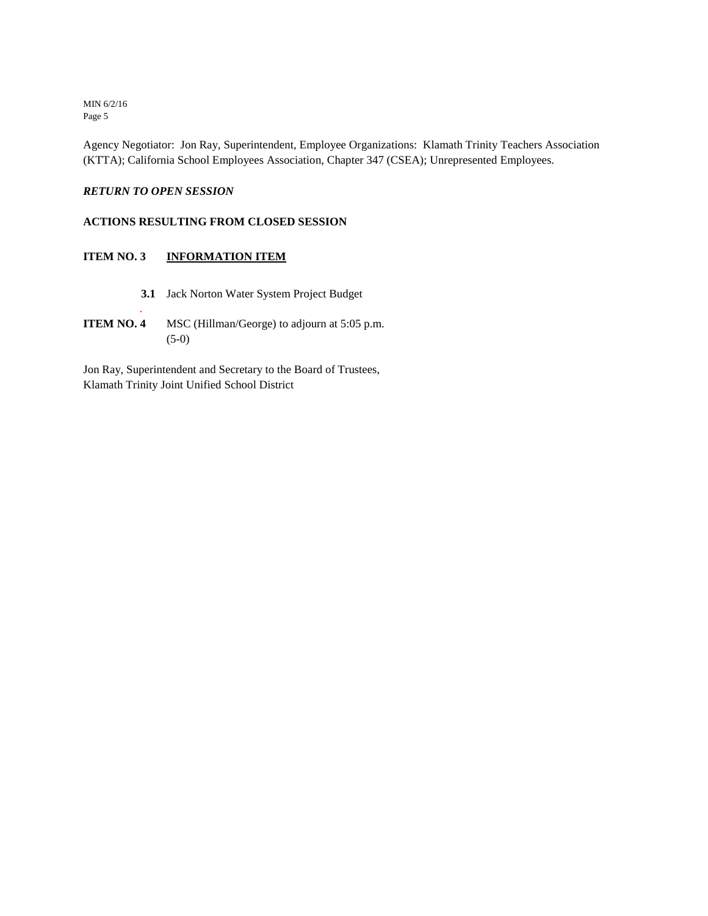Agency Negotiator: Jon Ray, Superintendent, Employee Organizations: Klamath Trinity Teachers Association (KTTA); California School Employees Association, Chapter 347 (CSEA); Unrepresented Employees.

***RETURN TO OPEN SESSION***

**ACTIONS RESULTING FROM CLOSED SESSION**

**ITEM NO. 3** **<u>INFORMATION ITEM</u>**

**3.1** Jack Norton Water System Project Budget

**ITEM NO. 4** MSC (Hillman/George) to adjourn at 5:05 p.m. (5-0)

Jon Ray, Superintendent and Secretary to the Board of Trustees,
Klamath Trinity Joint Unified School District